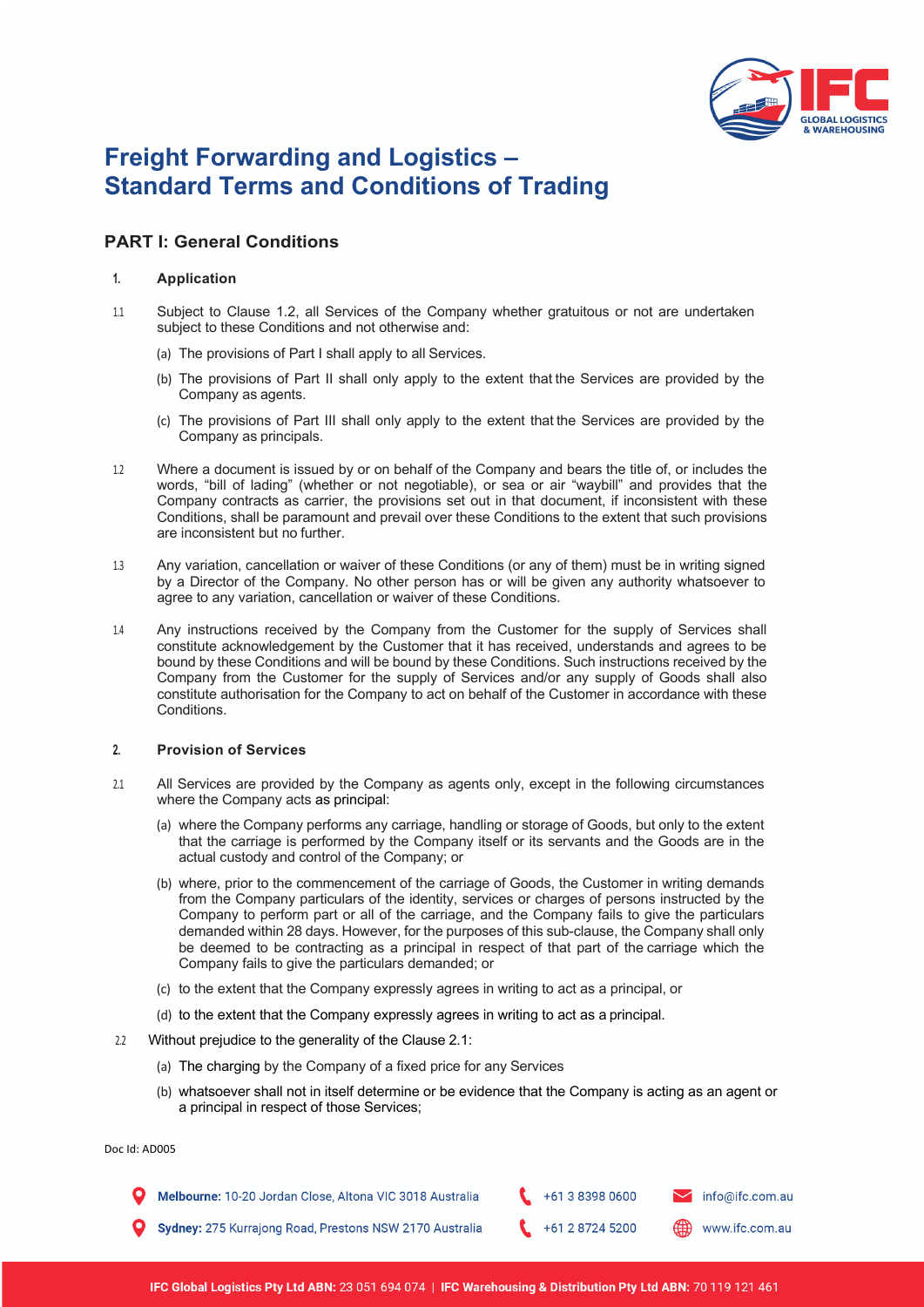# Freight Forwarding and Logistics – Standard Terms and Conditions of Trading

## PART I: General Conditions

### 1. Application

1.1 Subject to Clause 1.2, all Services of the Company whether gratuitous or not are undertaken subject to these Conditions and not otherwise and:

(a) The provisions of Part I shall apply to all Services.

(b) The provisions of Part II shall only apply to the extent that the Services are provided by the Company as agents.

(c) The provisions of Part III shall only apply to the extent that the Services are provided by the Company as principals.

1.2 Where a document is issued by or on behalf of the Company and bears the title of, or includes the words, "bill of lading" (whether or not negotiable), or sea or air "waybill" and provides that the Company contracts as carrier, the provisions set out in that document, if inconsistent with these Conditions, shall be paramount and prevail over these Conditions to the extent that such provisions are inconsistent but no further.

1.3 Any variation, cancellation or waiver of these Conditions (or any of them) must be in writing signed by a Director of the Company. No other person has or will be given any authority whatsoever to agree to any variation, cancellation or waiver of these Conditions.

1.4 Any instructions received by the Company from the Customer for the supply of Services shall constitute acknowledgement by the Customer that it has received, understands and agrees to be bound by these Conditions and will be bound by these Conditions. Such instructions received by the Company from the Customer for the supply of Services and/or any supply of Goods shall also constitute authorisation for the Company to act on behalf of the Customer in accordance with these Conditions.

### 2. Provision of Services

2.1 All Services are provided by the Company as agents only, except in the following circumstances where the Company acts as principal:

(a) where the Company performs any carriage, handling or storage of Goods, but only to the extent that the carriage is performed by the Company itself or its servants and the Goods are in the actual custody and control of the Company; or

(b) where, prior to the commencement of the carriage of Goods, the Customer in writing demands from the Company particulars of the identity, services or charges of persons instructed by the Company to perform part or all of the carriage, and the Company fails to give the particulars demanded within 28 days. However, for the purposes of this sub-clause, the Company shall only be deemed to be contracting as a principal in respect of that part of the carriage which the Company fails to give the particulars demanded; or

(c) to the extent that the Company expressly agrees in writing to act as a principal, or

(d) to the extent that the Company expressly agrees in writing to act as a principal.

2.2 Without prejudice to the generality of the Clause 2.1:

(a) The charging by the Company of a fixed price for any Services

(b) whatsoever shall not in itself determine or be evidence that the Company is acting as an agent or a principal in respect of those Services;

Doc Id: AD005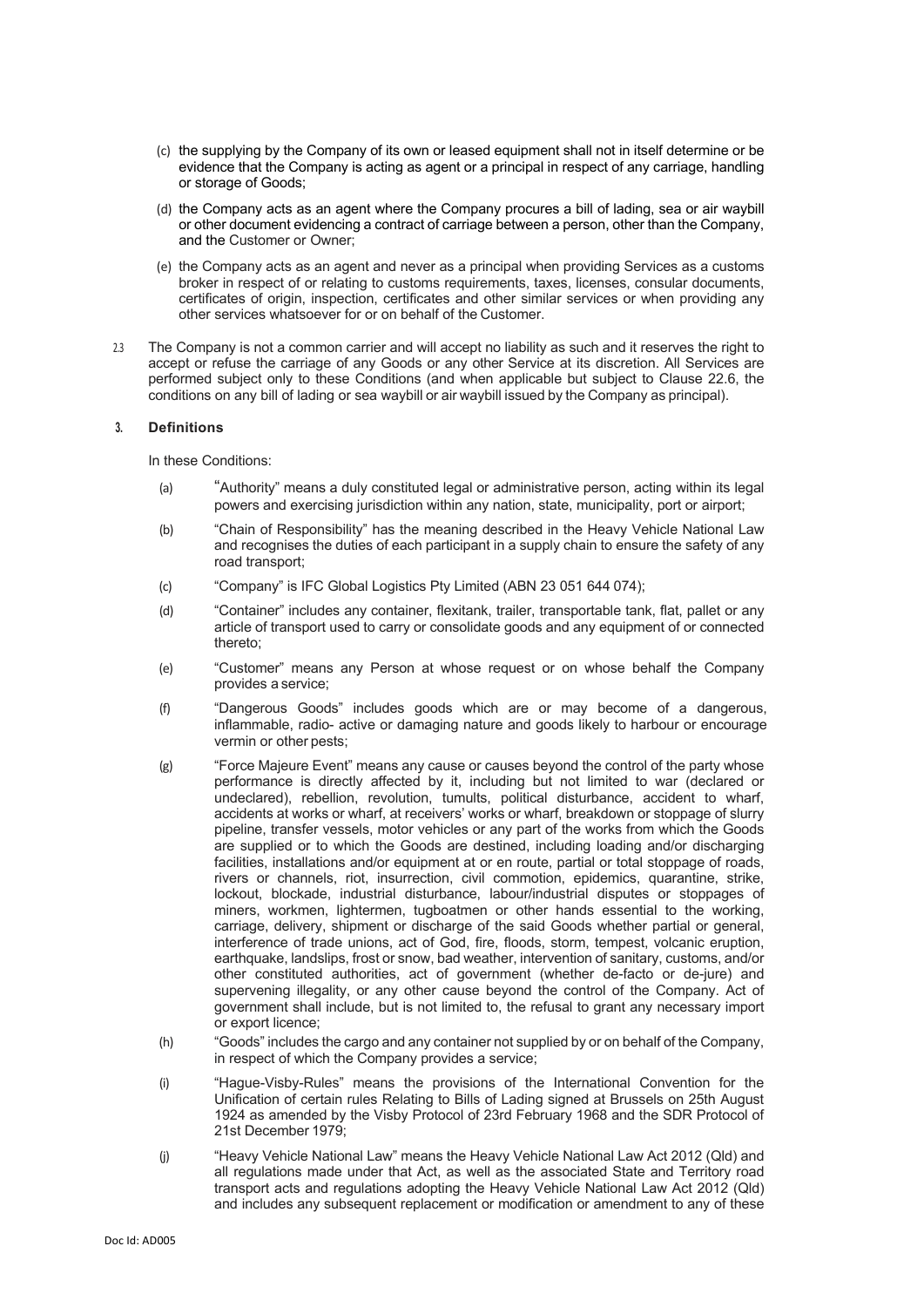(c) the supplying by the Company of its own or leased equipment shall not in itself determine or be evidence that the Company is acting as agent or a principal in respect of any carriage, handling or storage of Goods;

(d) the Company acts as an agent where the Company procures a bill of lading, sea or air waybill or other document evidencing a contract of carriage between a person, other than the Company, and the Customer or Owner;

(e) the Company acts as an agent and never as a principal when providing Services as a customs broker in respect of or relating to customs requirements, taxes, licenses, consular documents, certificates of origin, inspection, certificates and other similar services or when providing any other services whatsoever for or on behalf of the Customer.

2.3 The Company is not a common carrier and will accept no liability as such and it reserves the right to accept or refuse the carriage of any Goods or any other Service at its discretion. All Services are performed subject only to these Conditions (and when applicable but subject to Clause 22.6, the conditions on any bill of lading or sea waybill or air waybill issued by the Company as principal).

## 3. Definitions

In these Conditions:

(a) "Authority" means a duly constituted legal or administrative person, acting within its legal powers and exercising jurisdiction within any nation, state, municipality, port or airport;

(b) "Chain of Responsibility" has the meaning described in the Heavy Vehicle National Law and recognises the duties of each participant in a supply chain to ensure the safety of any road transport;

(c) "Company" is IFC Global Logistics Pty Limited (ABN 23 051 644 074);

(d) "Container" includes any container, flexitank, trailer, transportable tank, flat, pallet or any article of transport used to carry or consolidate goods and any equipment of or connected thereto;

(e) "Customer" means any Person at whose request or on whose behalf the Company provides a service;

(f) "Dangerous Goods" includes goods which are or may become of a dangerous, inflammable, radio- active or damaging nature and goods likely to harbour or encourage vermin or other pests;

(g) "Force Majeure Event" means any cause or causes beyond the control of the party whose performance is directly affected by it, including but not limited to war (declared or undeclared), rebellion, revolution, tumults, political disturbance, accident to wharf, accidents at works or wharf, at receivers' works or wharf, breakdown or stoppage of slurry pipeline, transfer vessels, motor vehicles or any part of the works from which the Goods are supplied or to which the Goods are destined, including loading and/or discharging facilities, installations and/or equipment at or en route, partial or total stoppage of roads, rivers or channels, riot, insurrection, civil commotion, epidemics, quarantine, strike, lockout, blockade, industrial disturbance, labour/industrial disputes or stoppages of miners, workmen, lightermen, tugboatmen or other hands essential to the working, carriage, delivery, shipment or discharge of the said Goods whether partial or general, interference of trade unions, act of God, fire, floods, storm, tempest, volcanic eruption, earthquake, landslips, frost or snow, bad weather, intervention of sanitary, customs, and/or other constituted authorities, act of government (whether de-facto or de-jure) and supervening illegality, or any other cause beyond the control of the Company. Act of government shall include, but is not limited to, the refusal to grant any necessary import or export licence;

(h) "Goods" includes the cargo and any container not supplied by or on behalf of the Company, in respect of which the Company provides a service;

(i) "Hague-Visby-Rules" means the provisions of the International Convention for the Unification of certain rules Relating to Bills of Lading signed at Brussels on 25th August 1924 as amended by the Visby Protocol of 23rd February 1968 and the SDR Protocol of 21st December 1979;

(j) "Heavy Vehicle National Law" means the Heavy Vehicle National Law Act 2012 (Qld) and all regulations made under that Act, as well as the associated State and Territory road transport acts and regulations adopting the Heavy Vehicle National Law Act 2012 (Qld) and includes any subsequent replacement or modification or amendment to any of these

Doc Id: AD005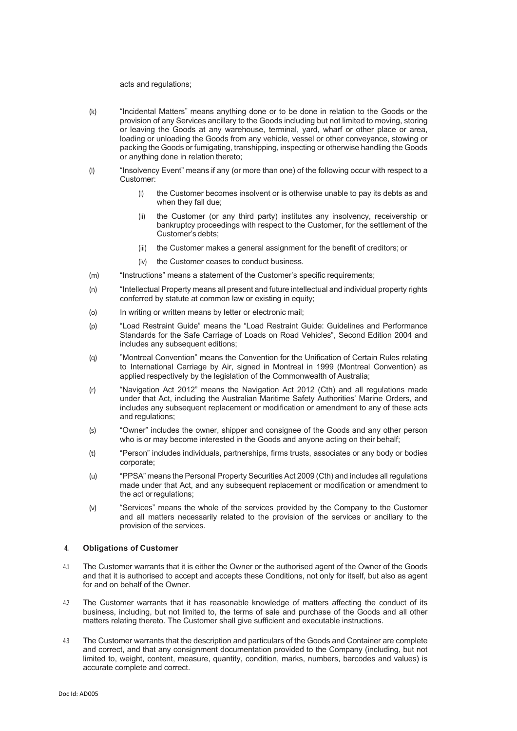acts and regulations;

(k) "Incidental Matters" means anything done or to be done in relation to the Goods or the provision of any Services ancillary to the Goods including but not limited to moving, storing or leaving the Goods at any warehouse, terminal, yard, wharf or other place or area, loading or unloading the Goods from any vehicle, vessel or other conveyance, stowing or packing the Goods or fumigating, transhipping, inspecting or otherwise handling the Goods or anything done in relation thereto;

(l) "Insolvency Event" means if any (or more than one) of the following occur with respect to a Customer:

  (i) the Customer becomes insolvent or is otherwise unable to pay its debts as and when they fall due;

  (ii) the Customer (or any third party) institutes any insolvency, receivership or bankruptcy proceedings with respect to the Customer, for the settlement of the Customer's debts;

  (iii) the Customer makes a general assignment for the benefit of creditors; or

  (iv) the Customer ceases to conduct business.

(m) "Instructions" means a statement of the Customer's specific requirements;

(n) "Intellectual Property means all present and future intellectual and individual property rights conferred by statute at common law or existing in equity;

(o) In writing or written means by letter or electronic mail;

(p) "Load Restraint Guide" means the "Load Restraint Guide: Guidelines and Performance Standards for the Safe Carriage of Loads on Road Vehicles", Second Edition 2004 and includes any subsequent editions;

(q) "Montreal Convention" means the Convention for the Unification of Certain Rules relating to International Carriage by Air, signed in Montreal in 1999 (Montreal Convention) as applied respectively by the legislation of the Commonwealth of Australia;

(r) "Navigation Act 2012" means the Navigation Act 2012 (Cth) and all regulations made under that Act, including the Australian Maritime Safety Authorities' Marine Orders, and includes any subsequent replacement or modification or amendment to any of these acts and regulations;

(s) "Owner" includes the owner, shipper and consignee of the Goods and any other person who is or may become interested in the Goods and anyone acting on their behalf;

(t) "Person" includes individuals, partnerships, firms trusts, associates or any body or bodies corporate;

(u) "PPSA" means the Personal Property Securities Act 2009 (Cth) and includes all regulations made under that Act, and any subsequent replacement or modification or amendment to the act or regulations;

(v) "Services" means the whole of the services provided by the Company to the Customer and all matters necessarily related to the provision of the services or ancillary to the provision of the services.

## 4. Obligations of Customer

4.1 The Customer warrants that it is either the Owner or the authorised agent of the Owner of the Goods and that it is authorised to accept and accepts these Conditions, not only for itself, but also as agent for and on behalf of the Owner.

4.2 The Customer warrants that it has reasonable knowledge of matters affecting the conduct of its business, including, but not limited to, the terms of sale and purchase of the Goods and all other matters relating thereto. The Customer shall give sufficient and executable instructions.

4.3 The Customer warrants that the description and particulars of the Goods and Container are complete and correct, and that any consignment documentation provided to the Company (including, but not limited to, weight, content, measure, quantity, condition, marks, numbers, barcodes and values) is accurate complete and correct.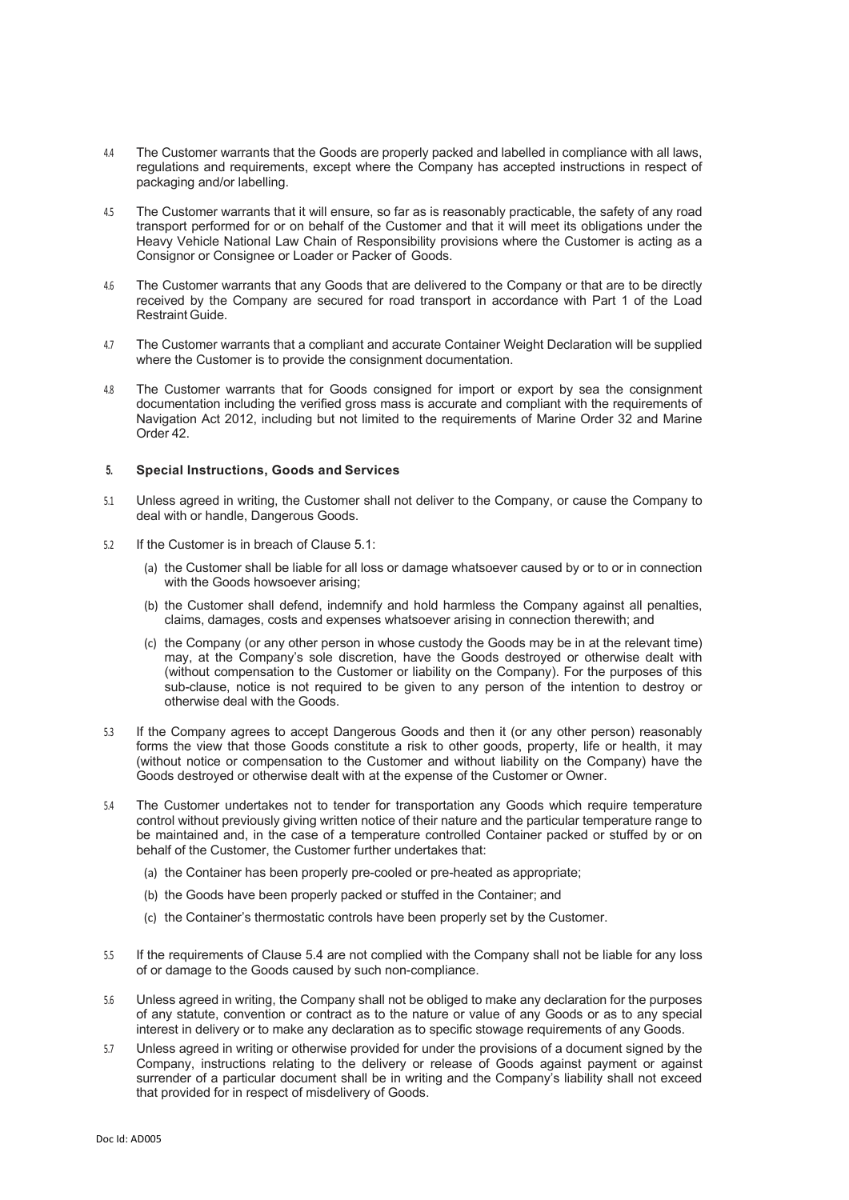4.4 The Customer warrants that the Goods are properly packed and labelled in compliance with all laws, regulations and requirements, except where the Company has accepted instructions in respect of packaging and/or labelling.

4.5 The Customer warrants that it will ensure, so far as is reasonably practicable, the safety of any road transport performed for or on behalf of the Customer and that it will meet its obligations under the Heavy Vehicle National Law Chain of Responsibility provisions where the Customer is acting as a Consignor or Consignee or Loader or Packer of Goods.

4.6 The Customer warrants that any Goods that are delivered to the Company or that are to be directly received by the Company are secured for road transport in accordance with Part 1 of the Load Restraint Guide.

4.7 The Customer warrants that a compliant and accurate Container Weight Declaration will be supplied where the Customer is to provide the consignment documentation.

4.8 The Customer warrants that for Goods consigned for import or export by sea the consignment documentation including the verified gross mass is accurate and compliant with the requirements of Navigation Act 2012, including but not limited to the requirements of Marine Order 32 and Marine Order 42.

## 5. Special Instructions, Goods and Services

5.1 Unless agreed in writing, the Customer shall not deliver to the Company, or cause the Company to deal with or handle, Dangerous Goods.

5.2 If the Customer is in breach of Clause 5.1:

(a) the Customer shall be liable for all loss or damage whatsoever caused by or to or in connection with the Goods howsoever arising;

(b) the Customer shall defend, indemnify and hold harmless the Company against all penalties, claims, damages, costs and expenses whatsoever arising in connection therewith; and

(c) the Company (or any other person in whose custody the Goods may be in at the relevant time) may, at the Company's sole discretion, have the Goods destroyed or otherwise dealt with (without compensation to the Customer or liability on the Company). For the purposes of this sub-clause, notice is not required to be given to any person of the intention to destroy or otherwise deal with the Goods.

5.3 If the Company agrees to accept Dangerous Goods and then it (or any other person) reasonably forms the view that those Goods constitute a risk to other goods, property, life or health, it may (without notice or compensation to the Customer and without liability on the Company) have the Goods destroyed or otherwise dealt with at the expense of the Customer or Owner.

5.4 The Customer undertakes not to tender for transportation any Goods which require temperature control without previously giving written notice of their nature and the particular temperature range to be maintained and, in the case of a temperature controlled Container packed or stuffed by or on behalf of the Customer, the Customer further undertakes that:

(a) the Container has been properly pre-cooled or pre-heated as appropriate;

(b) the Goods have been properly packed or stuffed in the Container; and

(c) the Container's thermostatic controls have been properly set by the Customer.

5.5 If the requirements of Clause 5.4 are not complied with the Company shall not be liable for any loss of or damage to the Goods caused by such non-compliance.

5.6 Unless agreed in writing, the Company shall not be obliged to make any declaration for the purposes of any statute, convention or contract as to the nature or value of any Goods or as to any special interest in delivery or to make any declaration as to specific stowage requirements of any Goods.

5.7 Unless agreed in writing or otherwise provided for under the provisions of a document signed by the Company, instructions relating to the delivery or release of Goods against payment or against surrender of a particular document shall be in writing and the Company's liability shall not exceed that provided for in respect of misdelivery of Goods.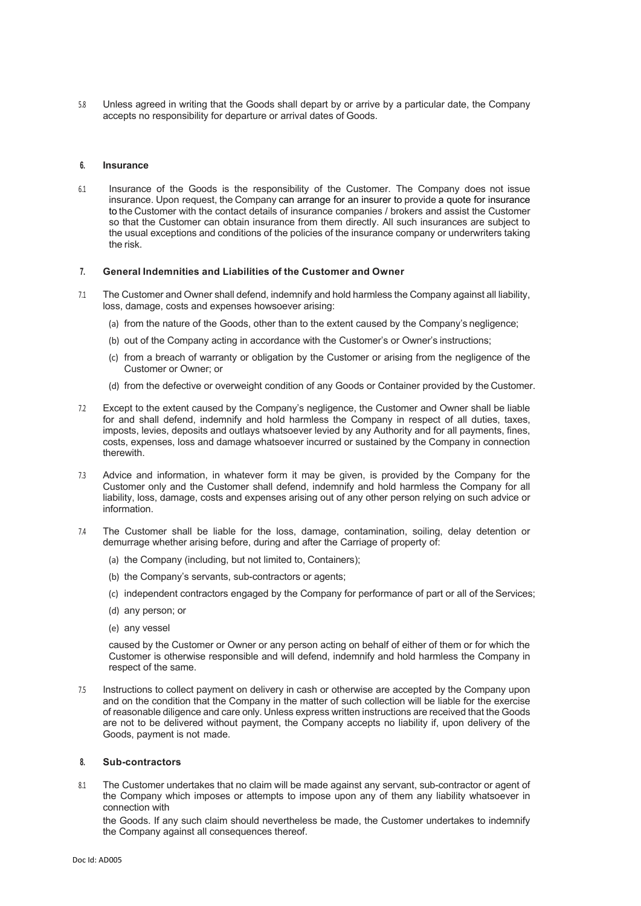5.8 Unless agreed in writing that the Goods shall depart by or arrive by a particular date, the Company accepts no responsibility for departure or arrival dates of Goods.

## 6. Insurance

6.1 Insurance of the Goods is the responsibility of the Customer. The Company does not issue insurance. Upon request, the Company can arrange for an insurer to provide a quote for insurance to the Customer with the contact details of insurance companies / brokers and assist the Customer so that the Customer can obtain insurance from them directly. All such insurances are subject to the usual exceptions and conditions of the policies of the insurance company or underwriters taking the risk.

## 7. General Indemnities and Liabilities of the Customer and Owner

7.1 The Customer and Owner shall defend, indemnify and hold harmless the Company against all liability, loss, damage, costs and expenses howsoever arising:

(a) from the nature of the Goods, other than to the extent caused by the Company's negligence;

(b) out of the Company acting in accordance with the Customer's or Owner's instructions;

(c) from a breach of warranty or obligation by the Customer or arising from the negligence of the Customer or Owner; or

(d) from the defective or overweight condition of any Goods or Container provided by the Customer.

7.2 Except to the extent caused by the Company's negligence, the Customer and Owner shall be liable for and shall defend, indemnify and hold harmless the Company in respect of all duties, taxes, imposts, levies, deposits and outlays whatsoever levied by any Authority and for all payments, fines, costs, expenses, loss and damage whatsoever incurred or sustained by the Company in connection therewith.

7.3 Advice and information, in whatever form it may be given, is provided by the Company for the Customer only and the Customer shall defend, indemnify and hold harmless the Company for all liability, loss, damage, costs and expenses arising out of any other person relying on such advice or information.

7.4 The Customer shall be liable for the loss, damage, contamination, soiling, delay detention or demurrage whether arising before, during and after the Carriage of property of:

(a) the Company (including, but not limited to, Containers);

(b) the Company's servants, sub-contractors or agents;

(c) independent contractors engaged by the Company for performance of part or all of the Services;

(d) any person; or

(e) any vessel

caused by the Customer or Owner or any person acting on behalf of either of them or for which the Customer is otherwise responsible and will defend, indemnify and hold harmless the Company in respect of the same.

7.5 Instructions to collect payment on delivery in cash or otherwise are accepted by the Company upon and on the condition that the Company in the matter of such collection will be liable for the exercise of reasonable diligence and care only. Unless express written instructions are received that the Goods are not to be delivered without payment, the Company accepts no liability if, upon delivery of the Goods, payment is not made.

## 8. Sub-contractors

8.1 The Customer undertakes that no claim will be made against any servant, sub-contractor or agent of the Company which imposes or attempts to impose upon any of them any liability whatsoever in connection with

the Goods. If any such claim should nevertheless be made, the Customer undertakes to indemnify the Company against all consequences thereof.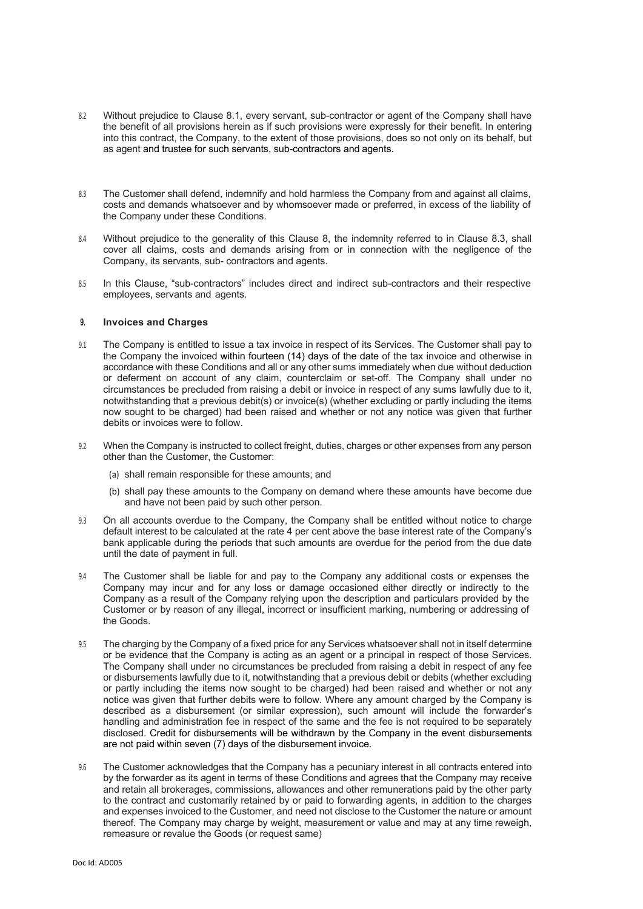8.2 Without prejudice to Clause 8.1, every servant, sub-contractor or agent of the Company shall have the benefit of all provisions herein as if such provisions were expressly for their benefit. In entering into this contract, the Company, to the extent of those provisions, does so not only on its behalf, but as agent and trustee for such servants, sub-contractors and agents.

8.3 The Customer shall defend, indemnify and hold harmless the Company from and against all claims, costs and demands whatsoever and by whomsoever made or preferred, in excess of the liability of the Company under these Conditions.

8.4 Without prejudice to the generality of this Clause 8, the indemnity referred to in Clause 8.3, shall cover all claims, costs and demands arising from or in connection with the negligence of the Company, its servants, sub- contractors and agents.

8.5 In this Clause, "sub-contractors" includes direct and indirect sub-contractors and their respective employees, servants and agents.

## 9. Invoices and Charges

9.1 The Company is entitled to issue a tax invoice in respect of its Services. The Customer shall pay to the Company the invoiced within fourteen (14) days of the date of the tax invoice and otherwise in accordance with these Conditions and all or any other sums immediately when due without deduction or deferment on account of any claim, counterclaim or set-off. The Company shall under no circumstances be precluded from raising a debit or invoice in respect of any sums lawfully due to it, notwithstanding that a previous debit(s) or invoice(s) (whether excluding or partly including the items now sought to be charged) had been raised and whether or not any notice was given that further debits or invoices were to follow.

9.2 When the Company is instructed to collect freight, duties, charges or other expenses from any person other than the Customer, the Customer:

(a) shall remain responsible for these amounts; and

(b) shall pay these amounts to the Company on demand where these amounts have become due and have not been paid by such other person.

9.3 On all accounts overdue to the Company, the Company shall be entitled without notice to charge default interest to be calculated at the rate 4 per cent above the base interest rate of the Company's bank applicable during the periods that such amounts are overdue for the period from the due date until the date of payment in full.

9.4 The Customer shall be liable for and pay to the Company any additional costs or expenses the Company may incur and for any loss or damage occasioned either directly or indirectly to the Company as a result of the Company relying upon the description and particulars provided by the Customer or by reason of any illegal, incorrect or insufficient marking, numbering or addressing of the Goods.

9.5 The charging by the Company of a fixed price for any Services whatsoever shall not in itself determine or be evidence that the Company is acting as an agent or a principal in respect of those Services. The Company shall under no circumstances be precluded from raising a debit in respect of any fee or disbursements lawfully due to it, notwithstanding that a previous debit or debits (whether excluding or partly including the items now sought to be charged) had been raised and whether or not any notice was given that further debits were to follow. Where any amount charged by the Company is described as a disbursement (or similar expression), such amount will include the forwarder's handling and administration fee in respect of the same and the fee is not required to be separately disclosed. Credit for disbursements will be withdrawn by the Company in the event disbursements are not paid within seven (7) days of the disbursement invoice.

9.6 The Customer acknowledges that the Company has a pecuniary interest in all contracts entered into by the forwarder as its agent in terms of these Conditions and agrees that the Company may receive and retain all brokerages, commissions, allowances and other remunerations paid by the other party to the contract and customarily retained by or paid to forwarding agents, in addition to the charges and expenses invoiced to the Customer, and need not disclose to the Customer the nature or amount thereof. The Company may charge by weight, measurement or value and may at any time reweigh, remeasure or revalue the Goods (or request same)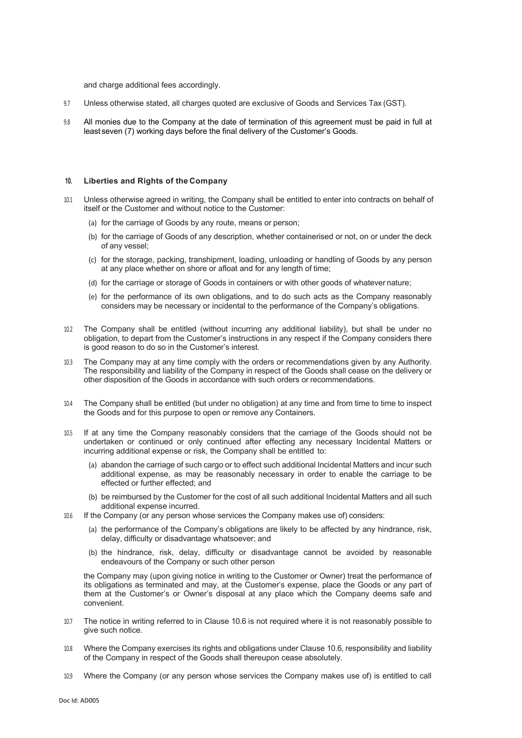and charge additional fees accordingly.

9.7 Unless otherwise stated, all charges quoted are exclusive of Goods and Services Tax (GST).

9.8 All monies due to the Company at the date of termination of this agreement must be paid in full at least seven (7) working days before the final delivery of the Customer's Goods.

## 10. Liberties and Rights of the Company

10.1 Unless otherwise agreed in writing, the Company shall be entitled to enter into contracts on behalf of itself or the Customer and without notice to the Customer:

(a) for the carriage of Goods by any route, means or person;

(b) for the carriage of Goods of any description, whether containerised or not, on or under the deck of any vessel;

(c) for the storage, packing, transhipment, loading, unloading or handling of Goods by any person at any place whether on shore or afloat and for any length of time;

(d) for the carriage or storage of Goods in containers or with other goods of whatever nature;

(e) for the performance of its own obligations, and to do such acts as the Company reasonably considers may be necessary or incidental to the performance of the Company's obligations.

10.2 The Company shall be entitled (without incurring any additional liability), but shall be under no obligation, to depart from the Customer's instructions in any respect if the Company considers there is good reason to do so in the Customer's interest.

10.3 The Company may at any time comply with the orders or recommendations given by any Authority. The responsibility and liability of the Company in respect of the Goods shall cease on the delivery or other disposition of the Goods in accordance with such orders or recommendations.

10.4 The Company shall be entitled (but under no obligation) at any time and from time to time to inspect the Goods and for this purpose to open or remove any Containers.

10.5 If at any time the Company reasonably considers that the carriage of the Goods should not be undertaken or continued or only continued after effecting any necessary Incidental Matters or incurring additional expense or risk, the Company shall be entitled to:

(a) abandon the carriage of such cargo or to effect such additional Incidental Matters and incur such additional expense, as may be reasonably necessary in order to enable the carriage to be effected or further effected; and

(b) be reimbursed by the Customer for the cost of all such additional Incidental Matters and all such additional expense incurred.

10.6 If the Company (or any person whose services the Company makes use of) considers:

(a) the performance of the Company's obligations are likely to be affected by any hindrance, risk, delay, difficulty or disadvantage whatsoever; and

(b) the hindrance, risk, delay, difficulty or disadvantage cannot be avoided by reasonable endeavours of the Company or such other person

the Company may (upon giving notice in writing to the Customer or Owner) treat the performance of its obligations as terminated and may, at the Customer's expense, place the Goods or any part of them at the Customer's or Owner's disposal at any place which the Company deems safe and convenient.

10.7 The notice in writing referred to in Clause 10.6 is not required where it is not reasonably possible to give such notice.

10.8 Where the Company exercises its rights and obligations under Clause 10.6, responsibility and liability of the Company in respect of the Goods shall thereupon cease absolutely.

10.9 Where the Company (or any person whose services the Company makes use of) is entitled to call

Doc Id: AD005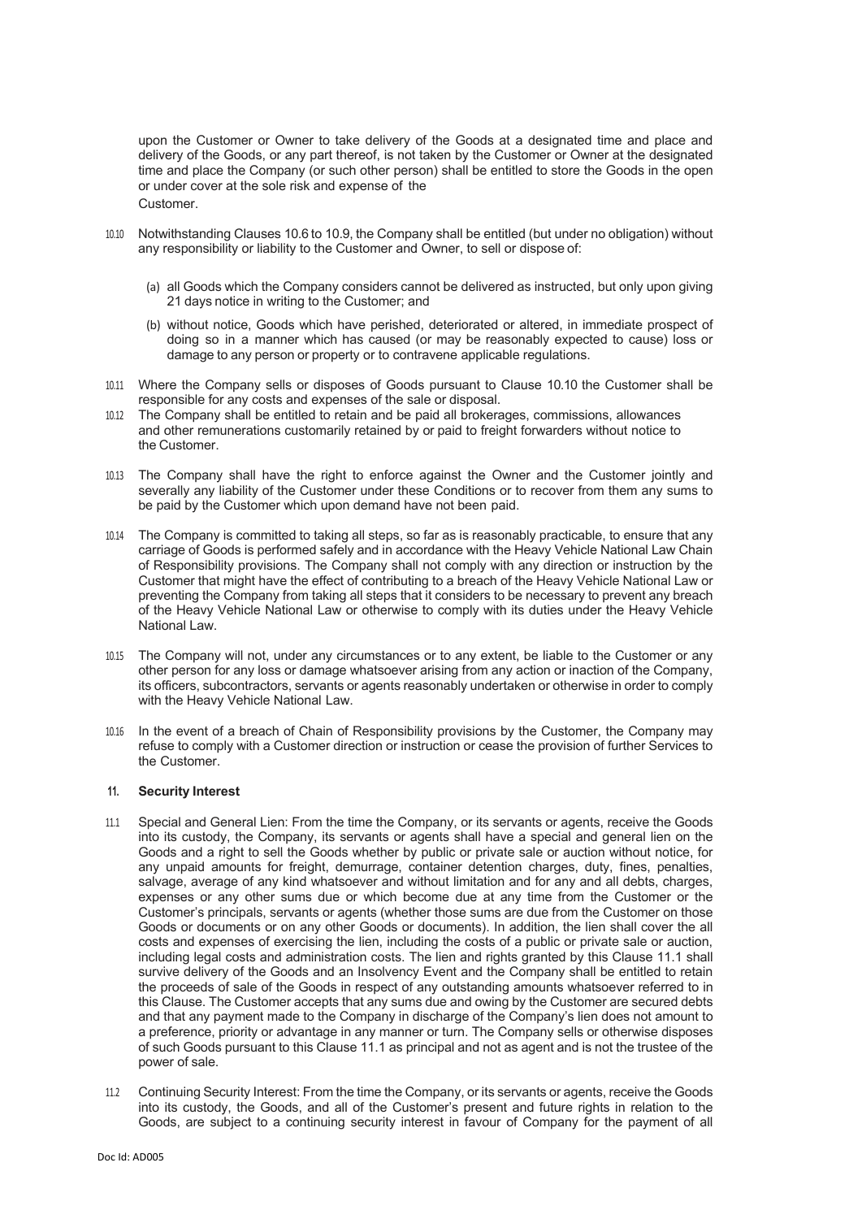upon the Customer or Owner to take delivery of the Goods at a designated time and place and delivery of the Goods, or any part thereof, is not taken by the Customer or Owner at the designated time and place the Company (or such other person) shall be entitled to store the Goods in the open or under cover at the sole risk and expense of the Customer.

10.10 Notwithstanding Clauses 10.6 to 10.9, the Company shall be entitled (but under no obligation) without any responsibility or liability to the Customer and Owner, to sell or dispose of:

(a) all Goods which the Company considers cannot be delivered as instructed, but only upon giving 21 days notice in writing to the Customer; and

(b) without notice, Goods which have perished, deteriorated or altered, in immediate prospect of doing so in a manner which has caused (or may be reasonably expected to cause) loss or damage to any person or property or to contravene applicable regulations.

10.11 Where the Company sells or disposes of Goods pursuant to Clause 10.10 the Customer shall be responsible for any costs and expenses of the sale or disposal.

10.12 The Company shall be entitled to retain and be paid all brokerages, commissions, allowances and other remunerations customarily retained by or paid to freight forwarders without notice to the Customer.

10.13 The Company shall have the right to enforce against the Owner and the Customer jointly and severally any liability of the Customer under these Conditions or to recover from them any sums to be paid by the Customer which upon demand have not been paid.

10.14 The Company is committed to taking all steps, so far as is reasonably practicable, to ensure that any carriage of Goods is performed safely and in accordance with the Heavy Vehicle National Law Chain of Responsibility provisions. The Company shall not comply with any direction or instruction by the Customer that might have the effect of contributing to a breach of the Heavy Vehicle National Law or preventing the Company from taking all steps that it considers to be necessary to prevent any breach of the Heavy Vehicle National Law or otherwise to comply with its duties under the Heavy Vehicle National Law.

10.15 The Company will not, under any circumstances or to any extent, be liable to the Customer or any other person for any loss or damage whatsoever arising from any action or inaction of the Company, its officers, subcontractors, servants or agents reasonably undertaken or otherwise in order to comply with the Heavy Vehicle National Law.

10.16 In the event of a breach of Chain of Responsibility provisions by the Customer, the Company may refuse to comply with a Customer direction or instruction or cease the provision of further Services to the Customer.

## 11. Security Interest

11.1 Special and General Lien: From the time the Company, or its servants or agents, receive the Goods into its custody, the Company, its servants or agents shall have a special and general lien on the Goods and a right to sell the Goods whether by public or private sale or auction without notice, for any unpaid amounts for freight, demurrage, container detention charges, duty, fines, penalties, salvage, average of any kind whatsoever and without limitation and for any and all debts, charges, expenses or any other sums due or which become due at any time from the Customer or the Customer's principals, servants or agents (whether those sums are due from the Customer on those Goods or documents or on any other Goods or documents). In addition, the lien shall cover the all costs and expenses of exercising the lien, including the costs of a public or private sale or auction, including legal costs and administration costs. The lien and rights granted by this Clause 11.1 shall survive delivery of the Goods and an Insolvency Event and the Company shall be entitled to retain the proceeds of sale of the Goods in respect of any outstanding amounts whatsoever referred to in this Clause. The Customer accepts that any sums due and owing by the Customer are secured debts and that any payment made to the Company in discharge of the Company's lien does not amount to a preference, priority or advantage in any manner or turn. The Company sells or otherwise disposes of such Goods pursuant to this Clause 11.1 as principal and not as agent and is not the trustee of the power of sale.

11.2 Continuing Security Interest: From the time the Company, or its servants or agents, receive the Goods into its custody, the Goods, and all of the Customer's present and future rights in relation to the Goods, are subject to a continuing security interest in favour of Company for the payment of all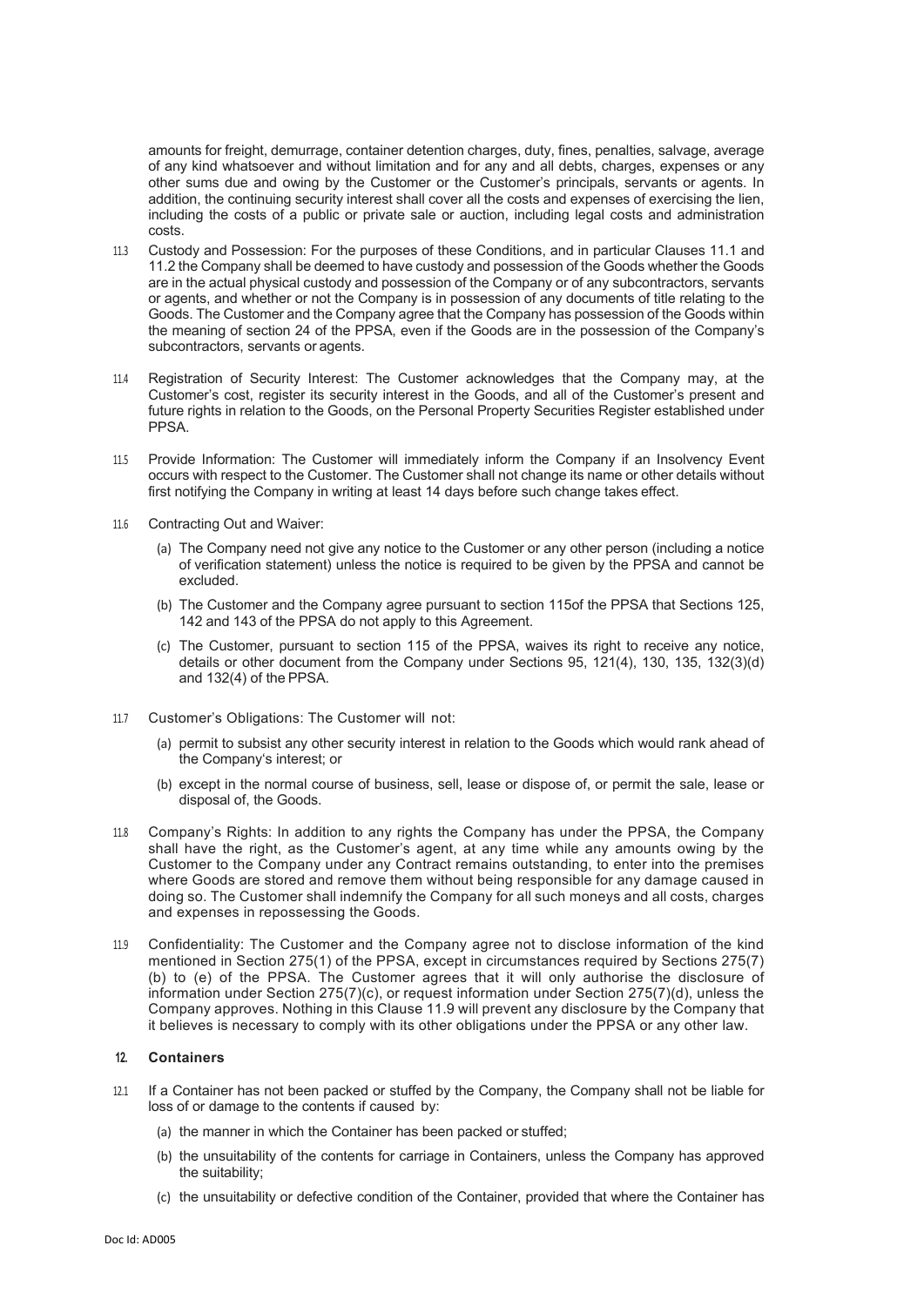amounts for freight, demurrage, container detention charges, duty, fines, penalties, salvage, average of any kind whatsoever and without limitation and for any and all debts, charges, expenses or any other sums due and owing by the Customer or the Customer's principals, servants or agents. In addition, the continuing security interest shall cover all the costs and expenses of exercising the lien, including the costs of a public or private sale or auction, including legal costs and administration costs.

11.3 Custody and Possession: For the purposes of these Conditions, and in particular Clauses 11.1 and 11.2 the Company shall be deemed to have custody and possession of the Goods whether the Goods are in the actual physical custody and possession of the Company or of any subcontractors, servants or agents, and whether or not the Company is in possession of any documents of title relating to the Goods. The Customer and the Company agree that the Company has possession of the Goods within the meaning of section 24 of the PPSA, even if the Goods are in the possession of the Company's subcontractors, servants or agents.

11.4 Registration of Security Interest: The Customer acknowledges that the Company may, at the Customer's cost, register its security interest in the Goods, and all of the Customer's present and future rights in relation to the Goods, on the Personal Property Securities Register established under PPSA.

11.5 Provide Information: The Customer will immediately inform the Company if an Insolvency Event occurs with respect to the Customer. The Customer shall not change its name or other details without first notifying the Company in writing at least 14 days before such change takes effect.

11.6 Contracting Out and Waiver:

(a) The Company need not give any notice to the Customer or any other person (including a notice of verification statement) unless the notice is required to be given by the PPSA and cannot be excluded.

(b) The Customer and the Company agree pursuant to section 115of the PPSA that Sections 125, 142 and 143 of the PPSA do not apply to this Agreement.

(c) The Customer, pursuant to section 115 of the PPSA, waives its right to receive any notice, details or other document from the Company under Sections 95, 121(4), 130, 135, 132(3)(d) and 132(4) of the PPSA.

11.7 Customer's Obligations: The Customer will not:

(a) permit to subsist any other security interest in relation to the Goods which would rank ahead of the Company's interest; or

(b) except in the normal course of business, sell, lease or dispose of, or permit the sale, lease or disposal of, the Goods.

11.8 Company's Rights: In addition to any rights the Company has under the PPSA, the Company shall have the right, as the Customer's agent, at any time while any amounts owing by the Customer to the Company under any Contract remains outstanding, to enter into the premises where Goods are stored and remove them without being responsible for any damage caused in doing so. The Customer shall indemnify the Company for all such moneys and all costs, charges and expenses in repossessing the Goods.

11.9 Confidentiality: The Customer and the Company agree not to disclose information of the kind mentioned in Section 275(1) of the PPSA, except in circumstances required by Sections 275(7) (b) to (e) of the PPSA. The Customer agrees that it will only authorise the disclosure of information under Section 275(7)(c), or request information under Section 275(7)(d), unless the Company approves. Nothing in this Clause 11.9 will prevent any disclosure by the Company that it believes is necessary to comply with its other obligations under the PPSA or any other law.

## 12. Containers

12.1 If a Container has not been packed or stuffed by the Company, the Company shall not be liable for loss of or damage to the contents if caused by:

(a) the manner in which the Container has been packed or stuffed;

(b) the unsuitability of the contents for carriage in Containers, unless the Company has approved the suitability;

(c) the unsuitability or defective condition of the Container, provided that where the Container has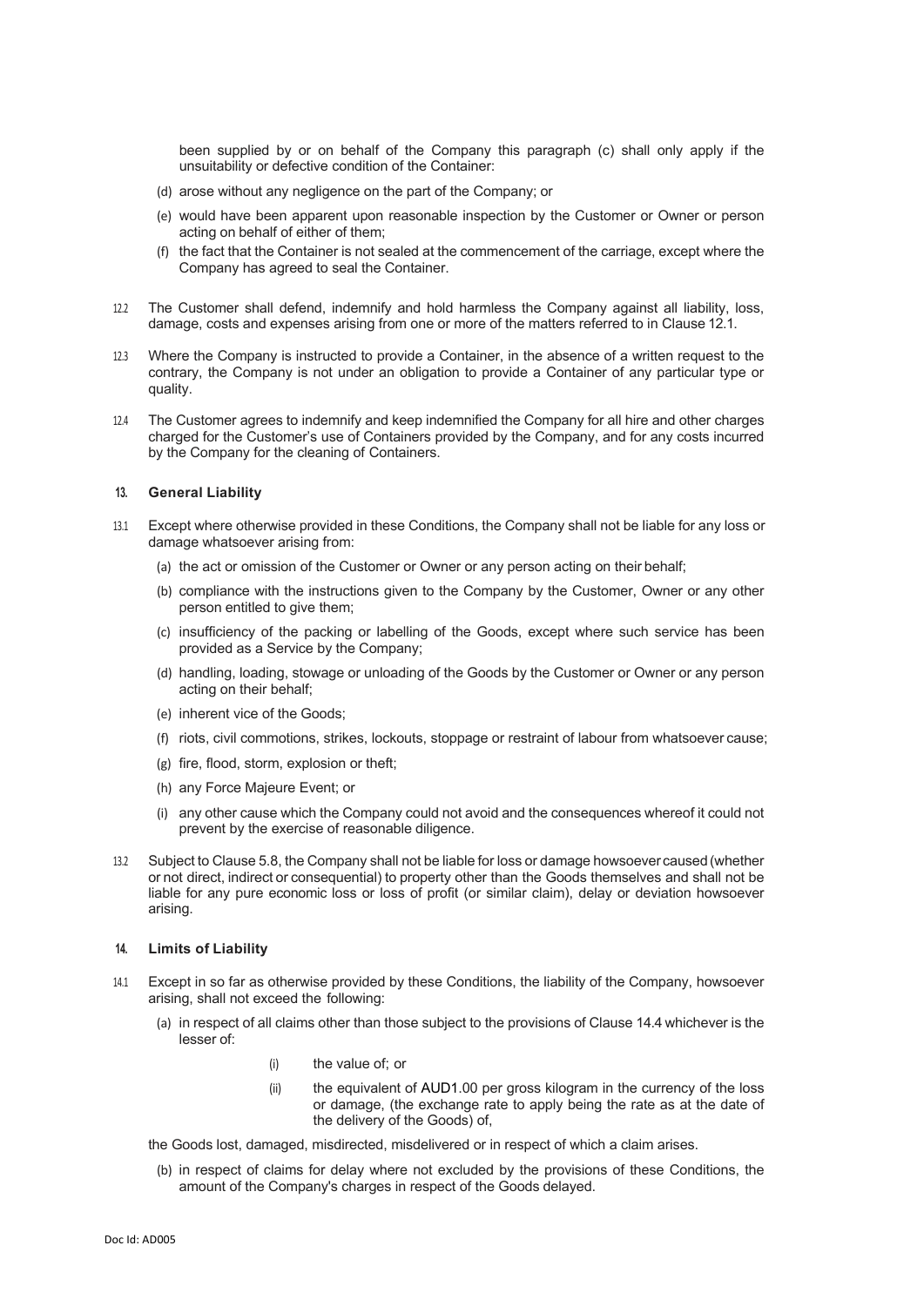been supplied by or on behalf of the Company this paragraph (c) shall only apply if the unsuitability or defective condition of the Container:

(d) arose without any negligence on the part of the Company; or

(e) would have been apparent upon reasonable inspection by the Customer or Owner or person acting on behalf of either of them;

(f) the fact that the Container is not sealed at the commencement of the carriage, except where the Company has agreed to seal the Container.

12.2 The Customer shall defend, indemnify and hold harmless the Company against all liability, loss, damage, costs and expenses arising from one or more of the matters referred to in Clause 12.1.

12.3 Where the Company is instructed to provide a Container, in the absence of a written request to the contrary, the Company is not under an obligation to provide a Container of any particular type or quality.

12.4 The Customer agrees to indemnify and keep indemnified the Company for all hire and other charges charged for the Customer's use of Containers provided by the Company, and for any costs incurred by the Company for the cleaning of Containers.

## 13. General Liability

13.1 Except where otherwise provided in these Conditions, the Company shall not be liable for any loss or damage whatsoever arising from:

(a) the act or omission of the Customer or Owner or any person acting on their behalf;

(b) compliance with the instructions given to the Company by the Customer, Owner or any other person entitled to give them;

(c) insufficiency of the packing or labelling of the Goods, except where such service has been provided as a Service by the Company;

(d) handling, loading, stowage or unloading of the Goods by the Customer or Owner or any person acting on their behalf;

(e) inherent vice of the Goods;

(f) riots, civil commotions, strikes, lockouts, stoppage or restraint of labour from whatsoever cause;

(g) fire, flood, storm, explosion or theft;

(h) any Force Majeure Event; or

(i) any other cause which the Company could not avoid and the consequences whereof it could not prevent by the exercise of reasonable diligence.

13.2 Subject to Clause 5.8, the Company shall not be liable for loss or damage howsoever caused (whether or not direct, indirect or consequential) to property other than the Goods themselves and shall not be liable for any pure economic loss or loss of profit (or similar claim), delay or deviation howsoever arising.

## 14. Limits of Liability

14.1 Except in so far as otherwise provided by these Conditions, the liability of the Company, howsoever arising, shall not exceed the following:

(a) in respect of all claims other than those subject to the provisions of Clause 14.4 whichever is the lesser of:

(i) the value of; or

(ii) the equivalent of AUD1.00 per gross kilogram in the currency of the loss or damage, (the exchange rate to apply being the rate as at the date of the delivery of the Goods) of,

the Goods lost, damaged, misdirected, misdelivered or in respect of which a claim arises.

(b) in respect of claims for delay where not excluded by the provisions of these Conditions, the amount of the Company's charges in respect of the Goods delayed.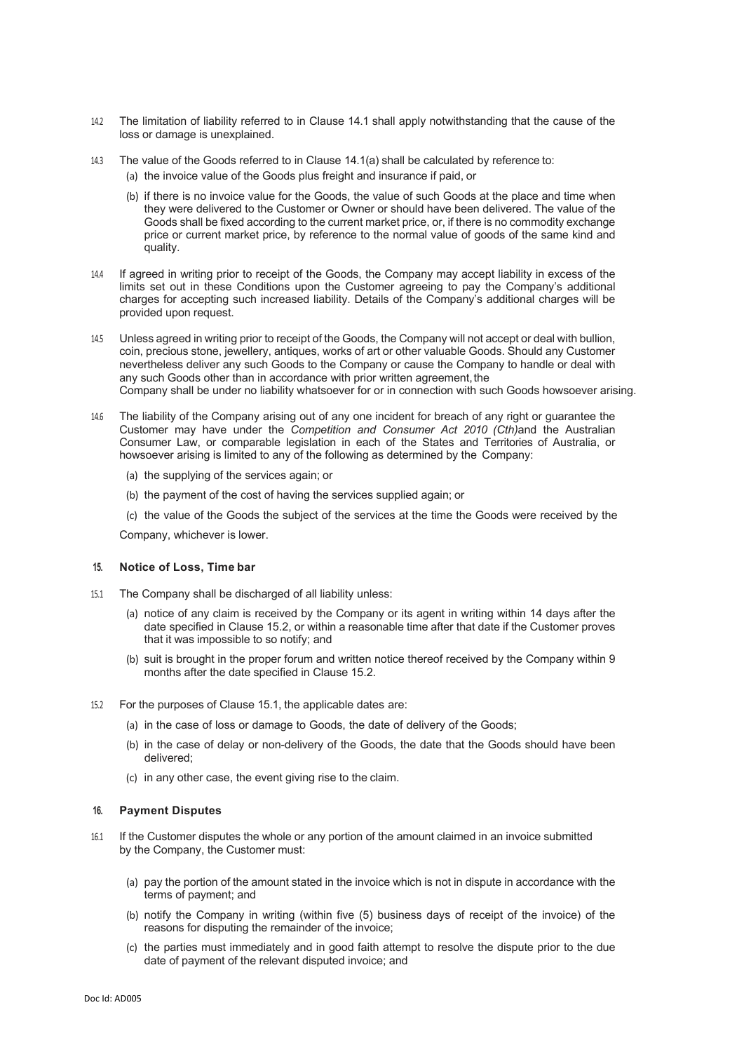14.2 The limitation of liability referred to in Clause 14.1 shall apply notwithstanding that the cause of the loss or damage is unexplained.

14.3 The value of the Goods referred to in Clause 14.1(a) shall be calculated by reference to:

(a) the invoice value of the Goods plus freight and insurance if paid, or

(b) if there is no invoice value for the Goods, the value of such Goods at the place and time when they were delivered to the Customer or Owner or should have been delivered. The value of the Goods shall be fixed according to the current market price, or, if there is no commodity exchange price or current market price, by reference to the normal value of goods of the same kind and quality.

14.4 If agreed in writing prior to receipt of the Goods, the Company may accept liability in excess of the limits set out in these Conditions upon the Customer agreeing to pay the Company's additional charges for accepting such increased liability. Details of the Company's additional charges will be provided upon request.

14.5 Unless agreed in writing prior to receipt of the Goods, the Company will not accept or deal with bullion, coin, precious stone, jewellery, antiques, works of art or other valuable Goods. Should any Customer nevertheless deliver any such Goods to the Company or cause the Company to handle or deal with any such Goods other than in accordance with prior written agreement, the Company shall be under no liability whatsoever for or in connection with such Goods howsoever arising.

14.6 The liability of the Company arising out of any one incident for breach of any right or guarantee the Customer may have under the *Competition and Consumer Act 2010 (Cth)* and the Australian Consumer Law, or comparable legislation in each of the States and Territories of Australia, or howsoever arising is limited to any of the following as determined by the Company:

(a) the supplying of the services again; or

(b) the payment of the cost of having the services supplied again; or

(c) the value of the Goods the subject of the services at the time the Goods were received by the Company, whichever is lower.

## 15. Notice of Loss, Time bar

15.1 The Company shall be discharged of all liability unless:

(a) notice of any claim is received by the Company or its agent in writing within 14 days after the date specified in Clause 15.2, or within a reasonable time after that date if the Customer proves that it was impossible to so notify; and

(b) suit is brought in the proper forum and written notice thereof received by the Company within 9 months after the date specified in Clause 15.2.

15.2 For the purposes of Clause 15.1, the applicable dates are:

(a) in the case of loss or damage to Goods, the date of delivery of the Goods;

(b) in the case of delay or non-delivery of the Goods, the date that the Goods should have been delivered;

(c) in any other case, the event giving rise to the claim.

## 16. Payment Disputes

16.1 If the Customer disputes the whole or any portion of the amount claimed in an invoice submitted by the Company, the Customer must:

(a) pay the portion of the amount stated in the invoice which is not in dispute in accordance with the terms of payment; and

(b) notify the Company in writing (within five (5) business days of receipt of the invoice) of the reasons for disputing the remainder of the invoice;

(c) the parties must immediately and in good faith attempt to resolve the dispute prior to the due date of payment of the relevant disputed invoice; and

Doc Id: AD005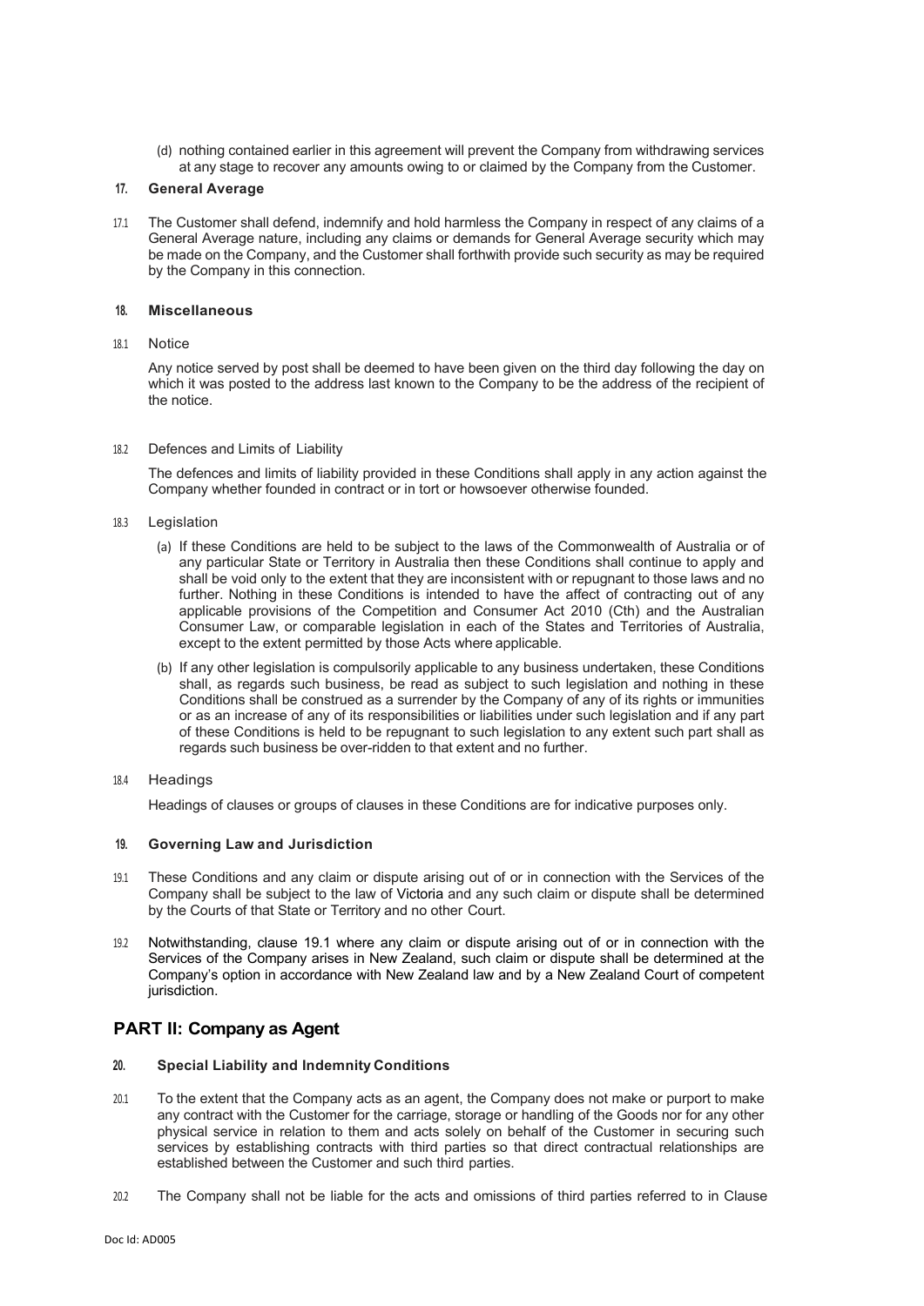(d) nothing contained earlier in this agreement will prevent the Company from withdrawing services at any stage to recover any amounts owing to or claimed by the Company from the Customer.

### 17. General Average

17.1 The Customer shall defend, indemnify and hold harmless the Company in respect of any claims of a General Average nature, including any claims or demands for General Average security which may be made on the Company, and the Customer shall forthwith provide such security as may be required by the Company in this connection.

### 18. Miscellaneous

18.1 Notice

Any notice served by post shall be deemed to have been given on the third day following the day on which it was posted to the address last known to the Company to be the address of the recipient of the notice.

18.2 Defences and Limits of Liability

The defences and limits of liability provided in these Conditions shall apply in any action against the Company whether founded in contract or in tort or howsoever otherwise founded.

18.3 Legislation

(a) If these Conditions are held to be subject to the laws of the Commonwealth of Australia or of any particular State or Territory in Australia then these Conditions shall continue to apply and shall be void only to the extent that they are inconsistent with or repugnant to those laws and no further. Nothing in these Conditions is intended to have the affect of contracting out of any applicable provisions of the Competition and Consumer Act 2010 (Cth) and the Australian Consumer Law, or comparable legislation in each of the States and Territories of Australia, except to the extent permitted by those Acts where applicable.

(b) If any other legislation is compulsorily applicable to any business undertaken, these Conditions shall, as regards such business, be read as subject to such legislation and nothing in these Conditions shall be construed as a surrender by the Company of any of its rights or immunities or as an increase of any of its responsibilities or liabilities under such legislation and if any part of these Conditions is held to be repugnant to such legislation to any extent such part shall as regards such business be over-ridden to that extent and no further.

18.4 Headings

Headings of clauses or groups of clauses in these Conditions are for indicative purposes only.

### 19. Governing Law and Jurisdiction

19.1 These Conditions and any claim or dispute arising out of or in connection with the Services of the Company shall be subject to the law of Victoria and any such claim or dispute shall be determined by the Courts of that State or Territory and no other Court.

19.2 Notwithstanding, clause 19.1 where any claim or dispute arising out of or in connection with the Services of the Company arises in New Zealand, such claim or dispute shall be determined at the Company's option in accordance with New Zealand law and by a New Zealand Court of competent jurisdiction.

## PART II: Company as Agent

### 20. Special Liability and Indemnity Conditions

20.1 To the extent that the Company acts as an agent, the Company does not make or purport to make any contract with the Customer for the carriage, storage or handling of the Goods nor for any other physical service in relation to them and acts solely on behalf of the Customer in securing such services by establishing contracts with third parties so that direct contractual relationships are established between the Customer and such third parties.

20.2 The Company shall not be liable for the acts and omissions of third parties referred to in Clause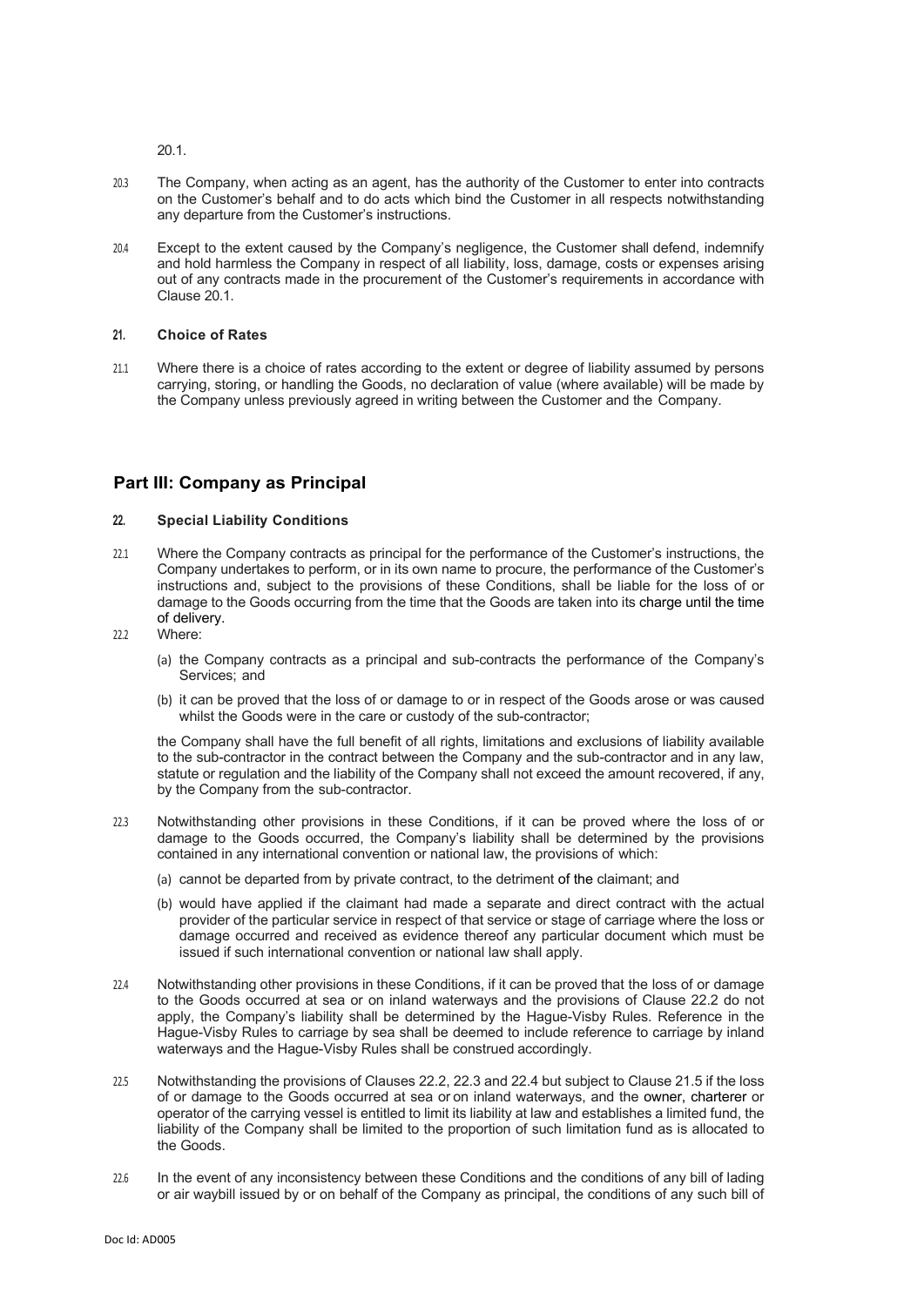20.1.

20.3 The Company, when acting as an agent, has the authority of the Customer to enter into contracts on the Customer's behalf and to do acts which bind the Customer in all respects notwithstanding any departure from the Customer's instructions.

20.4 Except to the extent caused by the Company's negligence, the Customer shall defend, indemnify and hold harmless the Company in respect of all liability, loss, damage, costs or expenses arising out of any contracts made in the procurement of the Customer's requirements in accordance with Clause 20.1.

### 21. Choice of Rates

21.1 Where there is a choice of rates according to the extent or degree of liability assumed by persons carrying, storing, or handling the Goods, no declaration of value (where available) will be made by the Company unless previously agreed in writing between the Customer and the Company.

## Part III: Company as Principal

### 22. Special Liability Conditions

22.1 Where the Company contracts as principal for the performance of the Customer's instructions, the Company undertakes to perform, or in its own name to procure, the performance of the Customer's instructions and, subject to the provisions of these Conditions, shall be liable for the loss of or damage to the Goods occurring from the time that the Goods are taken into its charge until the time of delivery.

22.2 Where:

(a) the Company contracts as a principal and sub-contracts the performance of the Company's Services; and

(b) it can be proved that the loss of or damage to or in respect of the Goods arose or was caused whilst the Goods were in the care or custody of the sub-contractor;

the Company shall have the full benefit of all rights, limitations and exclusions of liability available to the sub-contractor in the contract between the Company and the sub-contractor and in any law, statute or regulation and the liability of the Company shall not exceed the amount recovered, if any, by the Company from the sub-contractor.

22.3 Notwithstanding other provisions in these Conditions, if it can be proved where the loss of or damage to the Goods occurred, the Company's liability shall be determined by the provisions contained in any international convention or national law, the provisions of which:

(a) cannot be departed from by private contract, to the detriment of the claimant; and

(b) would have applied if the claimant had made a separate and direct contract with the actual provider of the particular service in respect of that service or stage of carriage where the loss or damage occurred and received as evidence thereof any particular document which must be issued if such international convention or national law shall apply.

22.4 Notwithstanding other provisions in these Conditions, if it can be proved that the loss of or damage to the Goods occurred at sea or on inland waterways and the provisions of Clause 22.2 do not apply, the Company's liability shall be determined by the Hague-Visby Rules. Reference in the Hague-Visby Rules to carriage by sea shall be deemed to include reference to carriage by inland waterways and the Hague-Visby Rules shall be construed accordingly.

22.5 Notwithstanding the provisions of Clauses 22.2, 22.3 and 22.4 but subject to Clause 21.5 if the loss of or damage to the Goods occurred at sea or on inland waterways, and the owner, charterer or operator of the carrying vessel is entitled to limit its liability at law and establishes a limited fund, the liability of the Company shall be limited to the proportion of such limitation fund as is allocated to the Goods.

22.6 In the event of any inconsistency between these Conditions and the conditions of any bill of lading or air waybill issued by or on behalf of the Company as principal, the conditions of any such bill of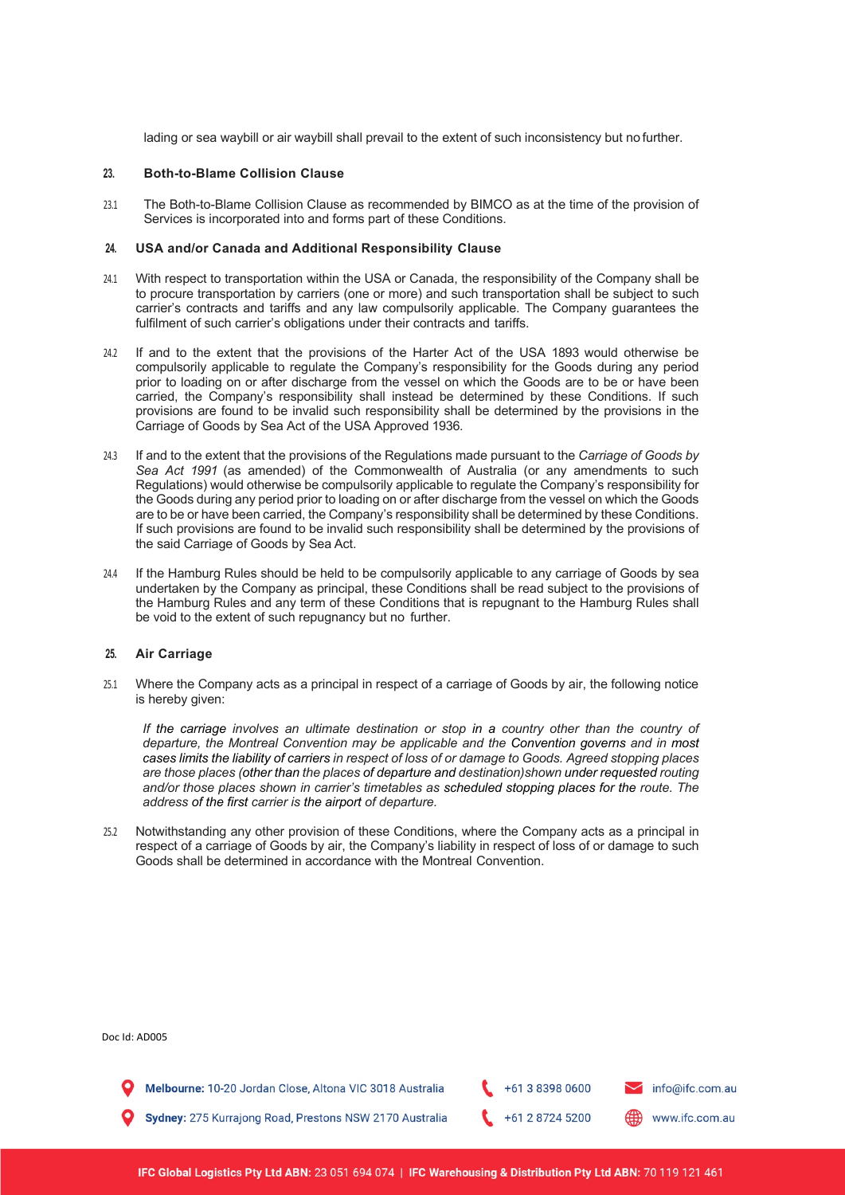lading or sea waybill or air waybill shall prevail to the extent of such inconsistency but no further.

## 23. Both-to-Blame Collision Clause

23.1 The Both-to-Blame Collision Clause as recommended by BIMCO as at the time of the provision of Services is incorporated into and forms part of these Conditions.

## 24. USA and/or Canada and Additional Responsibility Clause

24.1 With respect to transportation within the USA or Canada, the responsibility of the Company shall be to procure transportation by carriers (one or more) and such transportation shall be subject to such carrier's contracts and tariffs and any law compulsorily applicable. The Company guarantees the fulfilment of such carrier's obligations under their contracts and tariffs.

24.2 If and to the extent that the provisions of the Harter Act of the USA 1893 would otherwise be compulsorily applicable to regulate the Company's responsibility for the Goods during any period prior to loading on or after discharge from the vessel on which the Goods are to be or have been carried, the Company's responsibility shall instead be determined by these Conditions. If such provisions are found to be invalid such responsibility shall be determined by the provisions in the Carriage of Goods by Sea Act of the USA Approved 1936.

24.3 If and to the extent that the provisions of the Regulations made pursuant to the *Carriage of Goods by Sea Act 1991* (as amended) of the Commonwealth of Australia (or any amendments to such Regulations) would otherwise be compulsorily applicable to regulate the Company's responsibility for the Goods during any period prior to loading on or after discharge from the vessel on which the Goods are to be or have been carried, the Company's responsibility shall be determined by these Conditions. If such provisions are found to be invalid such responsibility shall be determined by the provisions of the said Carriage of Goods by Sea Act.

24.4 If the Hamburg Rules should be held to be compulsorily applicable to any carriage of Goods by sea undertaken by the Company as principal, these Conditions shall be read subject to the provisions of the Hamburg Rules and any term of these Conditions that is repugnant to the Hamburg Rules shall be void to the extent of such repugnancy but no further.

## 25. Air Carriage

25.1 Where the Company acts as a principal in respect of a carriage of Goods by air, the following notice is hereby given:

*If the carriage involves an ultimate destination or stop in a country other than the country of departure, the Montreal Convention may be applicable and the Convention governs and in most cases limits the liability of carriers in respect of loss of or damage to Goods. Agreed stopping places are those places (other than the places of departure and destination) shown under requested routing and/or those places shown in carrier's timetables as scheduled stopping places for the route. The address of the first carrier is the airport of departure.*

25.2 Notwithstanding any other provision of these Conditions, where the Company acts as a principal in respect of a carriage of Goods by air, the Company's liability in respect of loss of or damage to such Goods shall be determined in accordance with the Montreal Convention.